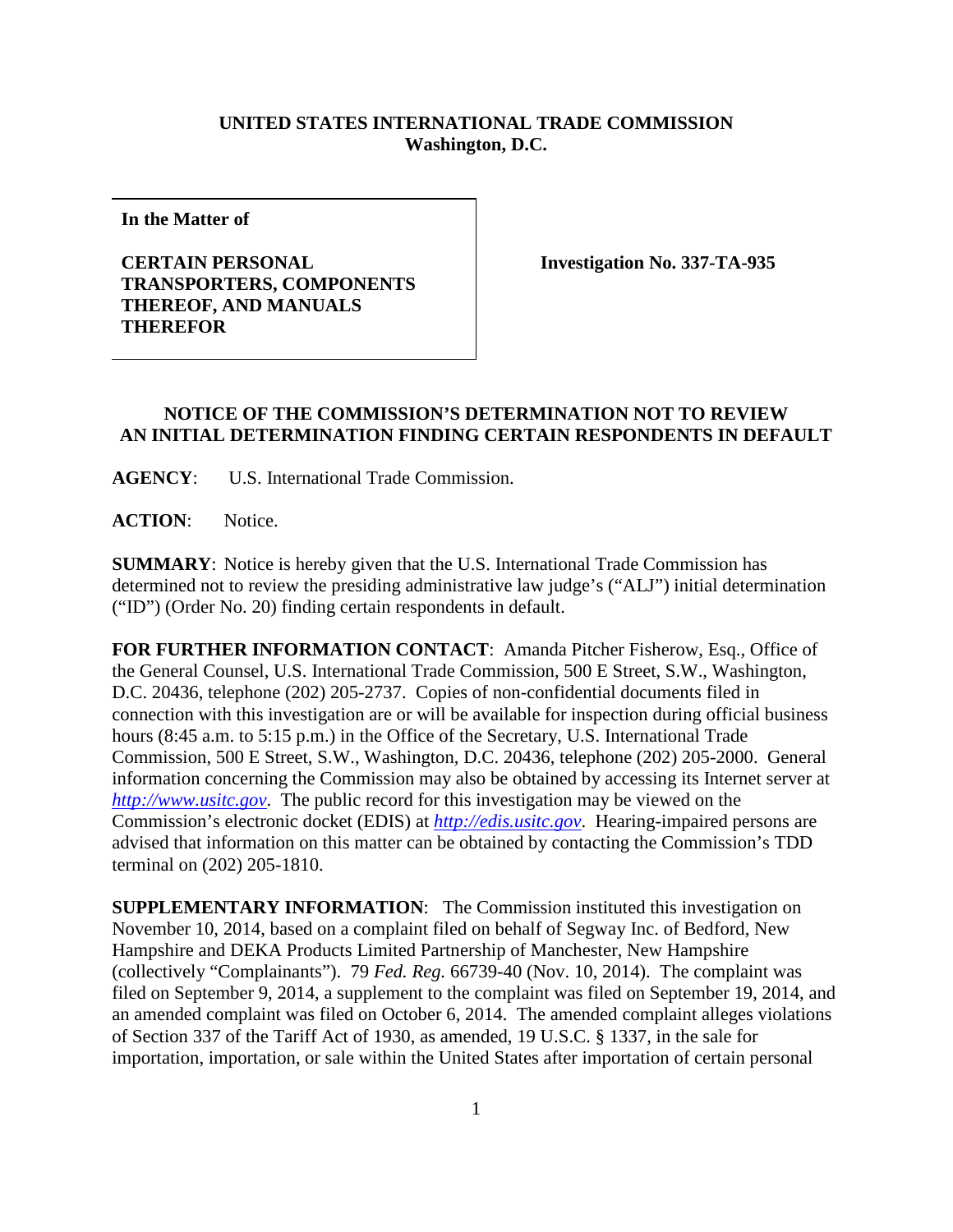**UNITED STATES INTERNATIONAL TRADE COMMISSION**
**Washington, D.C.**

**In the Matter of**

**CERTAIN PERSONAL TRANSPORTERS, COMPONENTS THEREOF, AND MANUALS THEREFOR**

**Investigation No. 337-TA-935**

## NOTICE OF THE COMMISSION'S DETERMINATION NOT TO REVIEW AN INITIAL DETERMINATION FINDING CERTAIN RESPONDENTS IN DEFAULT

**AGENCY**: U.S. International Trade Commission.

**ACTION**: Notice.

**SUMMARY**: Notice is hereby given that the U.S. International Trade Commission has determined not to review the presiding administrative law judge's ("ALJ") initial determination ("ID") (Order No. 20) finding certain respondents in default.

**FOR FURTHER INFORMATION CONTACT**: Amanda Pitcher Fisherow, Esq., Office of the General Counsel, U.S. International Trade Commission, 500 E Street, S.W., Washington, D.C. 20436, telephone (202) 205-2737. Copies of non-confidential documents filed in connection with this investigation are or will be available for inspection during official business hours (8:45 a.m. to 5:15 p.m.) in the Office of the Secretary, U.S. International Trade Commission, 500 E Street, S.W., Washington, D.C. 20436, telephone (202) 205-2000. General information concerning the Commission may also be obtained by accessing its Internet server at *http://www.usitc.gov*. The public record for this investigation may be viewed on the Commission's electronic docket (EDIS) at *http://edis.usitc.gov*. Hearing-impaired persons are advised that information on this matter can be obtained by contacting the Commission's TDD terminal on (202) 205-1810.

**SUPPLEMENTARY INFORMATION**: The Commission instituted this investigation on November 10, 2014, based on a complaint filed on behalf of Segway Inc. of Bedford, New Hampshire and DEKA Products Limited Partnership of Manchester, New Hampshire (collectively "Complainants"). 79 *Fed. Reg.* 66739-40 (Nov. 10, 2014). The complaint was filed on September 9, 2014, a supplement to the complaint was filed on September 19, 2014, and an amended complaint was filed on October 6, 2014. The amended complaint alleges violations of Section 337 of the Tariff Act of 1930, as amended, 19 U.S.C. § 1337, in the sale for importation, importation, or sale within the United States after importation of certain personal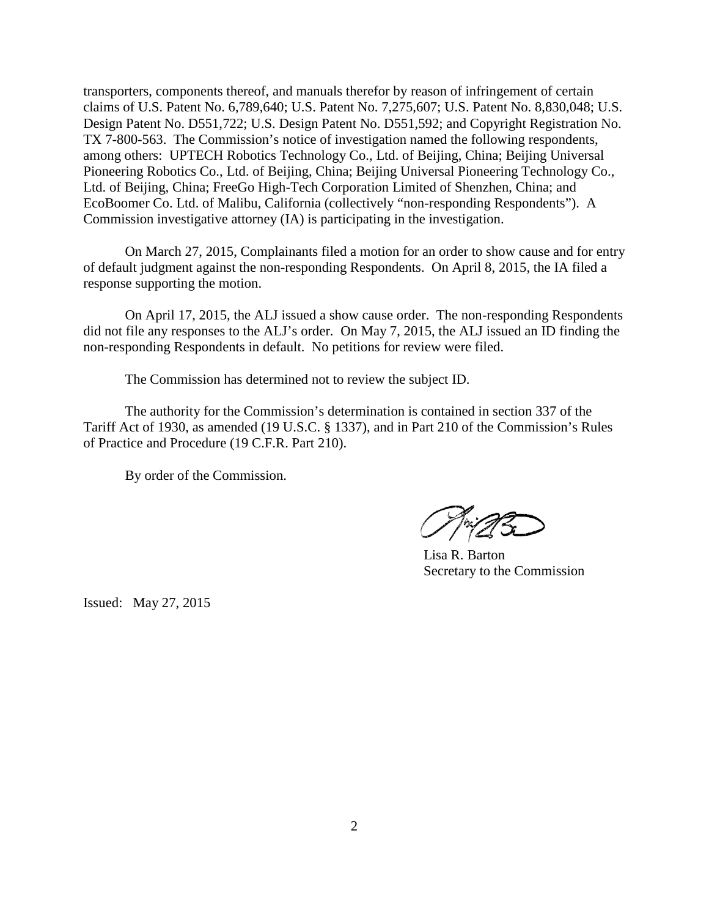transporters, components thereof, and manuals therefor by reason of infringement of certain claims of U.S. Patent No. 6,789,640; U.S. Patent No. 7,275,607; U.S. Patent No. 8,830,048; U.S. Design Patent No. D551,722; U.S. Design Patent No. D551,592; and Copyright Registration No. TX 7-800-563. The Commission's notice of investigation named the following respondents, among others: UPTECH Robotics Technology Co., Ltd. of Beijing, China; Beijing Universal Pioneering Robotics Co., Ltd. of Beijing, China; Beijing Universal Pioneering Technology Co., Ltd. of Beijing, China; FreeGo High-Tech Corporation Limited of Shenzhen, China; and EcoBoomer Co. Ltd. of Malibu, California (collectively "non-responding Respondents"). A Commission investigative attorney (IA) is participating in the investigation.

On March 27, 2015, Complainants filed a motion for an order to show cause and for entry of default judgment against the non-responding Respondents. On April 8, 2015, the IA filed a response supporting the motion.

On April 17, 2015, the ALJ issued a show cause order. The non-responding Respondents did not file any responses to the ALJ's order. On May 7, 2015, the ALJ issued an ID finding the non-responding Respondents in default. No petitions for review were filed.

The Commission has determined not to review the subject ID.

The authority for the Commission's determination is contained in section 337 of the Tariff Act of 1930, as amended (19 U.S.C. § 1337), and in Part 210 of the Commission's Rules of Practice and Procedure (19 C.F.R. Part 210).

By order of the Commission.

Lisa R. Barton
Secretary to the Commission

Issued: May 27, 2015